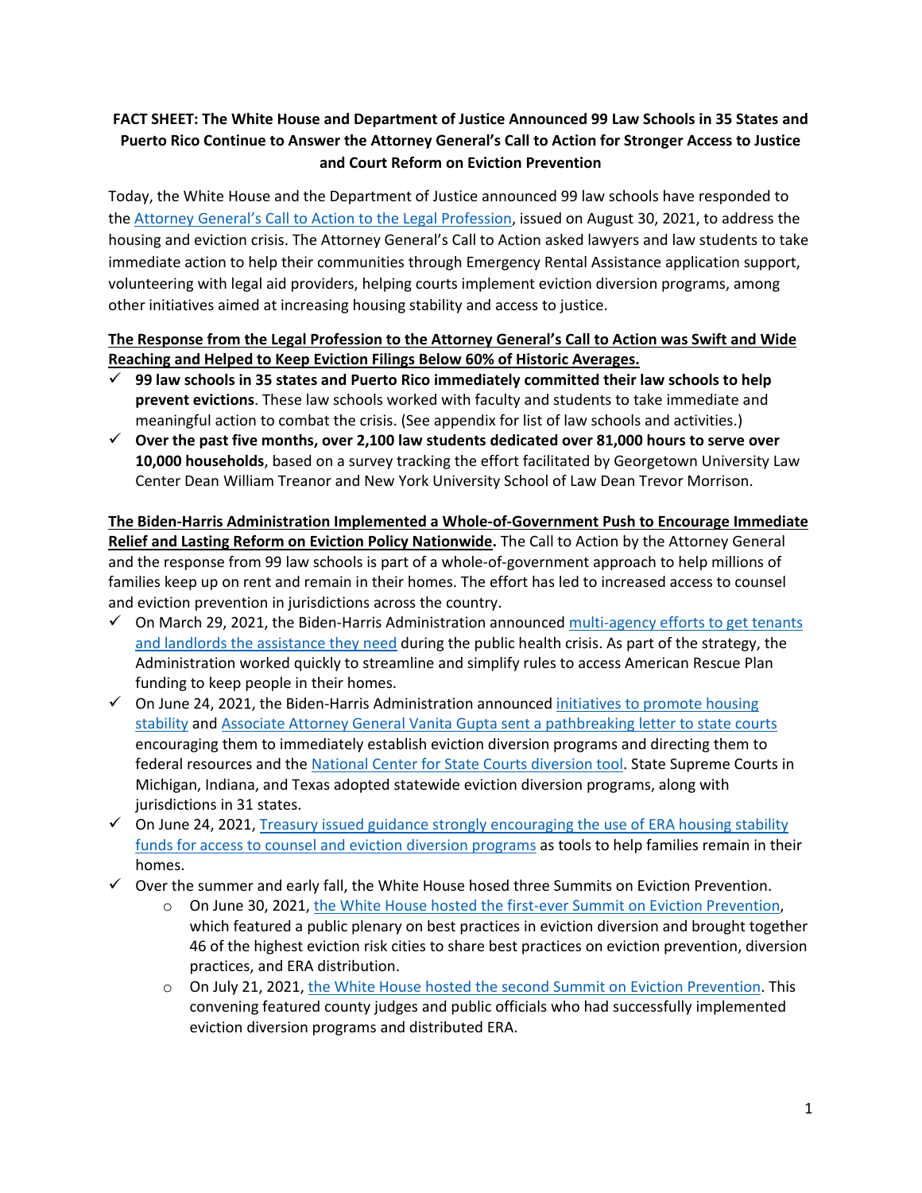# FACT SHEET: The White House and Department of Justice Announced 99 Law Schools in 35 States and Puerto Rico Continue to Answer the Attorney General's Call to Action for Stronger Access to Justice and Court Reform on Eviction Prevention

Today, the White House and the Department of Justice announced 99 law schools have responded to the Attorney General's Call to Action to the Legal Profession, issued on August 30, 2021, to address the housing and eviction crisis. The Attorney General's Call to Action asked lawyers and law students to take immediate action to help their communities through Emergency Rental Assistance application support, volunteering with legal aid providers, helping courts implement eviction diversion programs, among other initiatives aimed at increasing housing stability and access to justice.

**The Response from the Legal Profession to the Attorney General's Call to Action was Swift and Wide Reaching and Helped to Keep Eviction Filings Below 60% of Historic Averages.**

- ✓ **99 law schools in 35 states and Puerto Rico immediately committed their law schools to help prevent evictions**. These law schools worked with faculty and students to take immediate and meaningful action to combat the crisis. (See appendix for list of law schools and activities.)
- ✓ **Over the past five months, over 2,100 law students dedicated over 81,000 hours to serve over 10,000 households**, based on a survey tracking the effort facilitated by Georgetown University Law Center Dean William Treanor and New York University School of Law Dean Trevor Morrison.

**The Biden-Harris Administration Implemented a Whole-of-Government Push to Encourage Immediate Relief and Lasting Reform on Eviction Policy Nationwide.** The Call to Action by the Attorney General and the response from 99 law schools is part of a whole-of-government approach to help millions of families keep up on rent and remain in their homes. The effort has led to increased access to counsel and eviction prevention in jurisdictions across the country.

- ✓ On March 29, 2021, the Biden-Harris Administration announced multi-agency efforts to get tenants and landlords the assistance they need during the public health crisis. As part of the strategy, the Administration worked quickly to streamline and simplify rules to access American Rescue Plan funding to keep people in their homes.
- ✓ On June 24, 2021, the Biden-Harris Administration announced initiatives to promote housing stability and Associate Attorney General Vanita Gupta sent a pathbreaking letter to state courts encouraging them to immediately establish eviction diversion programs and directing them to federal resources and the National Center for State Courts diversion tool. State Supreme Courts in Michigan, Indiana, and Texas adopted statewide eviction diversion programs, along with jurisdictions in 31 states.
- ✓ On June 24, 2021, Treasury issued guidance strongly encouraging the use of ERA housing stability funds for access to counsel and eviction diversion programs as tools to help families remain in their homes.
- ✓ Over the summer and early fall, the White House hosed three Summits on Eviction Prevention.
  - On June 30, 2021, the White House hosted the first-ever Summit on Eviction Prevention, which featured a public plenary on best practices in eviction diversion and brought together 46 of the highest eviction risk cities to share best practices on eviction prevention, diversion practices, and ERA distribution.
  - On July 21, 2021, the White House hosted the second Summit on Eviction Prevention. This convening featured county judges and public officials who had successfully implemented eviction diversion programs and distributed ERA.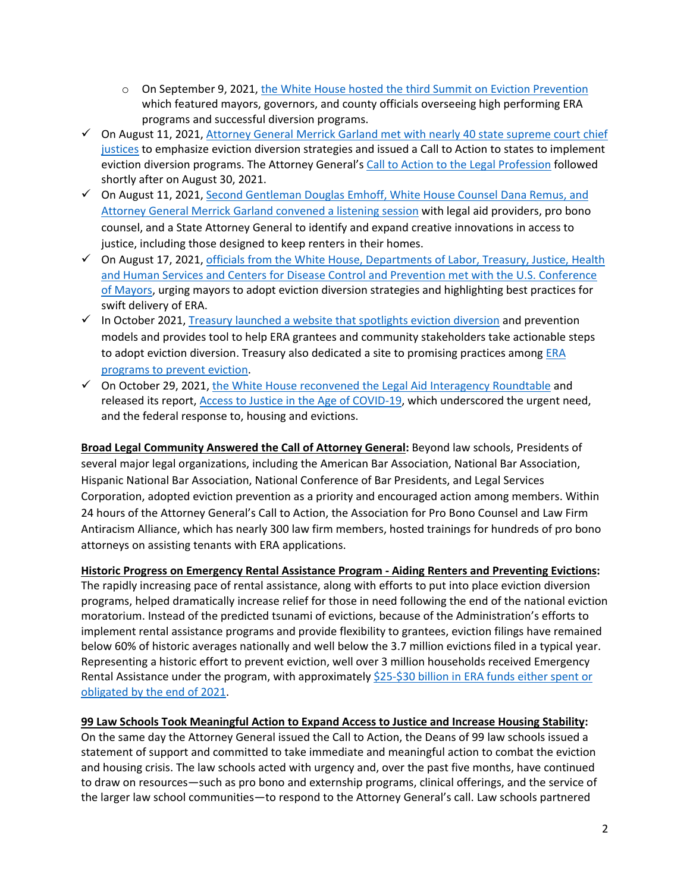- On September 9, 2021, the White House hosted the third Summit on Eviction Prevention which featured mayors, governors, and county officials overseeing high performing ERA programs and successful diversion programs.
- ✓ On August 11, 2021, Attorney General Merrick Garland met with nearly 40 state supreme court chief justices to emphasize eviction diversion strategies and issued a Call to Action to states to implement eviction diversion programs. The Attorney General's Call to Action to the Legal Profession followed shortly after on August 30, 2021.
- ✓ On August 11, 2021, Second Gentleman Douglas Emhoff, White House Counsel Dana Remus, and Attorney General Merrick Garland convened a listening session with legal aid providers, pro bono counsel, and a State Attorney General to identify and expand creative innovations in access to justice, including those designed to keep renters in their homes.
- ✓ On August 17, 2021, officials from the White House, Departments of Labor, Treasury, Justice, Health and Human Services and Centers for Disease Control and Prevention met with the U.S. Conference of Mayors, urging mayors to adopt eviction diversion strategies and highlighting best practices for swift delivery of ERA.
- ✓ In October 2021, Treasury launched a website that spotlights eviction diversion and prevention models and provides tool to help ERA grantees and community stakeholders take actionable steps to adopt eviction diversion. Treasury also dedicated a site to promising practices among ERA programs to prevent eviction.
- ✓ On October 29, 2021, the White House reconvened the Legal Aid Interagency Roundtable and released its report, Access to Justice in the Age of COVID-19, which underscored the urgent need, and the federal response to, housing and evictions.

**Broad Legal Community Answered the Call of Attorney General:** Beyond law schools, Presidents of several major legal organizations, including the American Bar Association, National Bar Association, Hispanic National Bar Association, National Conference of Bar Presidents, and Legal Services Corporation, adopted eviction prevention as a priority and encouraged action among members. Within 24 hours of the Attorney General's Call to Action, the Association for Pro Bono Counsel and Law Firm Antiracism Alliance, which has nearly 300 law firm members, hosted trainings for hundreds of pro bono attorneys on assisting tenants with ERA applications.

**Historic Progress on Emergency Rental Assistance Program - Aiding Renters and Preventing Evictions:** The rapidly increasing pace of rental assistance, along with efforts to put into place eviction diversion programs, helped dramatically increase relief for those in need following the end of the national eviction moratorium. Instead of the predicted tsunami of evictions, because of the Administration's efforts to implement rental assistance programs and provide flexibility to grantees, eviction filings have remained below 60% of historic averages nationally and well below the 3.7 million evictions filed in a typical year. Representing a historic effort to prevent eviction, well over 3 million households received Emergency Rental Assistance under the program, with approximately $25-$30 billion in ERA funds either spent or obligated by the end of 2021.

**99 Law Schools Took Meaningful Action to Expand Access to Justice and Increase Housing Stability:** On the same day the Attorney General issued the Call to Action, the Deans of 99 law schools issued a statement of support and committed to take immediate and meaningful action to combat the eviction and housing crisis. The law schools acted with urgency and, over the past five months, have continued to draw on resources—such as pro bono and externship programs, clinical offerings, and the service of the larger law school communities—to respond to the Attorney General's call. Law schools partnered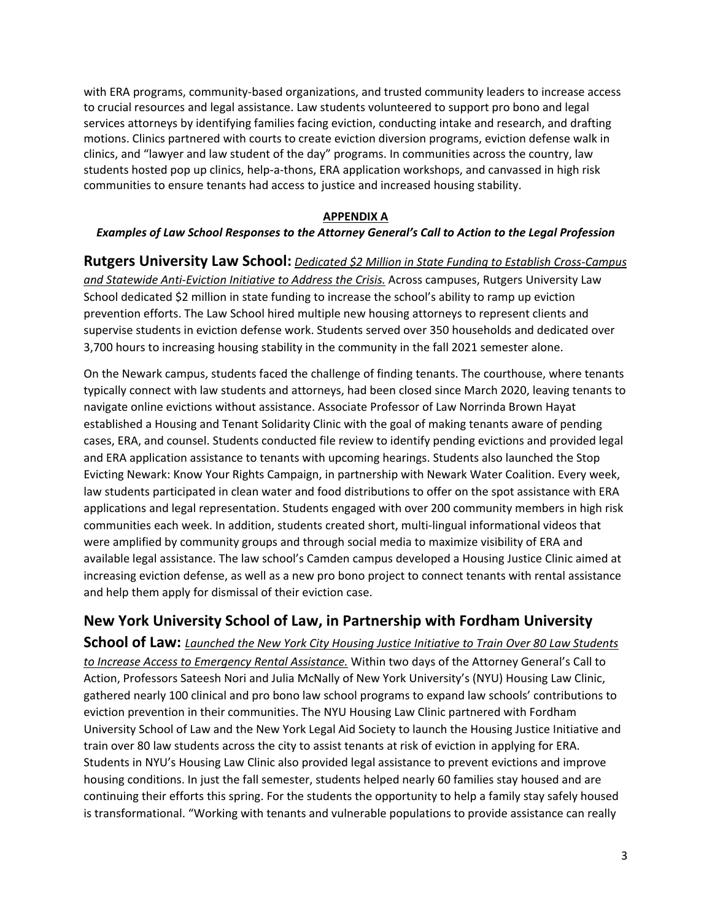with ERA programs, community-based organizations, and trusted community leaders to increase access to crucial resources and legal assistance. Law students volunteered to support pro bono and legal services attorneys by identifying families facing eviction, conducting intake and research, and drafting motions. Clinics partnered with courts to create eviction diversion programs, eviction defense walk in clinics, and "lawyer and law student of the day" programs. In communities across the country, law students hosted pop up clinics, help-a-thons, ERA application workshops, and canvassed in high risk communities to ensure tenants had access to justice and increased housing stability.

## APPENDIX A

***Examples of Law School Responses to the Attorney General's Call to Action to the Legal Profession***

**Rutgers University Law School:** ***Dedicated $2 Million in State Funding to Establish Cross-Campus and Statewide Anti-Eviction Initiative to Address the Crisis.*** Across campuses, Rutgers University Law School dedicated $2 million in state funding to increase the school's ability to ramp up eviction prevention efforts. The Law School hired multiple new housing attorneys to represent clients and supervise students in eviction defense work. Students served over 350 households and dedicated over 3,700 hours to increasing housing stability in the community in the fall 2021 semester alone.

On the Newark campus, students faced the challenge of finding tenants. The courthouse, where tenants typically connect with law students and attorneys, had been closed since March 2020, leaving tenants to navigate online evictions without assistance. Associate Professor of Law Norrinda Brown Hayat established a Housing and Tenant Solidarity Clinic with the goal of making tenants aware of pending cases, ERA, and counsel. Students conducted file review to identify pending evictions and provided legal and ERA application assistance to tenants with upcoming hearings. Students also launched the Stop Evicting Newark: Know Your Rights Campaign, in partnership with Newark Water Coalition. Every week, law students participated in clean water and food distributions to offer on the spot assistance with ERA applications and legal representation. Students engaged with over 200 community members in high risk communities each week. In addition, students created short, multi-lingual informational videos that were amplified by community groups and through social media to maximize visibility of ERA and available legal assistance. The law school's Camden campus developed a Housing Justice Clinic aimed at increasing eviction defense, as well as a new pro bono project to connect tenants with rental assistance and help them apply for dismissal of their eviction case.

**New York University School of Law, in Partnership with Fordham University School of Law:** ***Launched the New York City Housing Justice Initiative to Train Over 80 Law Students to Increase Access to Emergency Rental Assistance.*** Within two days of the Attorney General's Call to Action, Professors Sateesh Nori and Julia McNally of New York University's (NYU) Housing Law Clinic, gathered nearly 100 clinical and pro bono law school programs to expand law schools' contributions to eviction prevention in their communities. The NYU Housing Law Clinic partnered with Fordham University School of Law and the New York Legal Aid Society to launch the Housing Justice Initiative and train over 80 law students across the city to assist tenants at risk of eviction in applying for ERA. Students in NYU's Housing Law Clinic also provided legal assistance to prevent evictions and improve housing conditions. In just the fall semester, students helped nearly 60 families stay housed and are continuing their efforts this spring. For the students the opportunity to help a family stay safely housed is transformational. "Working with tenants and vulnerable populations to provide assistance can really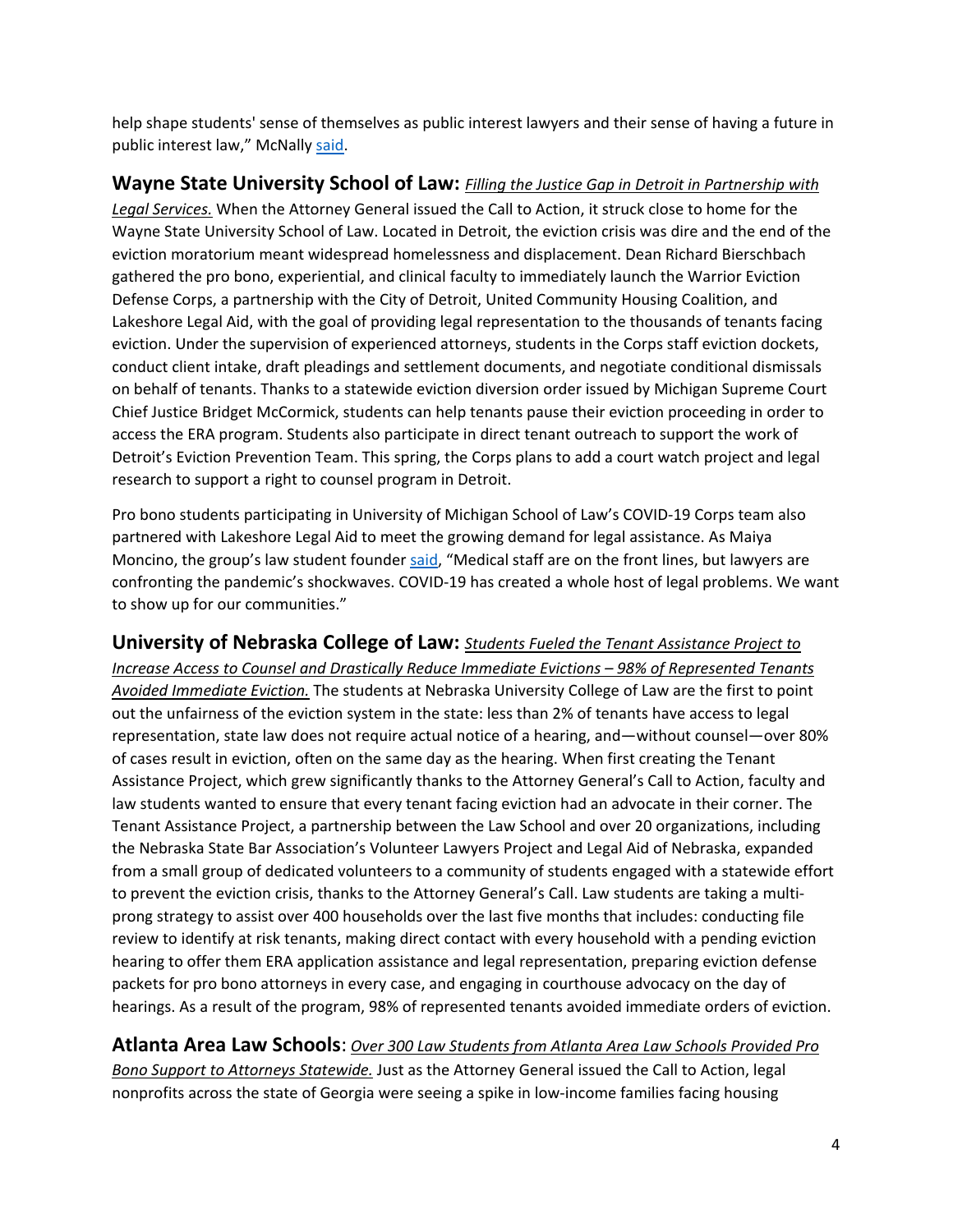help shape students' sense of themselves as public interest lawyers and their sense of having a future in public interest law," McNally said.

**Wayne State University School of Law:** ***Filling the Justice Gap in Detroit in Partnership with Legal Services.*** When the Attorney General issued the Call to Action, it struck close to home for the Wayne State University School of Law. Located in Detroit, the eviction crisis was dire and the end of the eviction moratorium meant widespread homelessness and displacement. Dean Richard Bierschbach gathered the pro bono, experiential, and clinical faculty to immediately launch the Warrior Eviction Defense Corps, a partnership with the City of Detroit, United Community Housing Coalition, and Lakeshore Legal Aid, with the goal of providing legal representation to the thousands of tenants facing eviction. Under the supervision of experienced attorneys, students in the Corps staff eviction dockets, conduct client intake, draft pleadings and settlement documents, and negotiate conditional dismissals on behalf of tenants. Thanks to a statewide eviction diversion order issued by Michigan Supreme Court Chief Justice Bridget McCormick, students can help tenants pause their eviction proceeding in order to access the ERA program. Students also participate in direct tenant outreach to support the work of Detroit's Eviction Prevention Team. This spring, the Corps plans to add a court watch project and legal research to support a right to counsel program in Detroit.

Pro bono students participating in University of Michigan School of Law's COVID-19 Corps team also partnered with Lakeshore Legal Aid to meet the growing demand for legal assistance. As Maiya Moncino, the group's law student founder said, "Medical staff are on the front lines, but lawyers are confronting the pandemic's shockwaves. COVID-19 has created a whole host of legal problems. We want to show up for our communities."

**University of Nebraska College of Law:** ***Students Fueled the Tenant Assistance Project to Increase Access to Counsel and Drastically Reduce Immediate Evictions – 98% of Represented Tenants Avoided Immediate Eviction.*** The students at Nebraska University College of Law are the first to point out the unfairness of the eviction system in the state: less than 2% of tenants have access to legal representation, state law does not require actual notice of a hearing, and—without counsel—over 80% of cases result in eviction, often on the same day as the hearing. When first creating the Tenant Assistance Project, which grew significantly thanks to the Attorney General's Call to Action, faculty and law students wanted to ensure that every tenant facing eviction had an advocate in their corner. The Tenant Assistance Project, a partnership between the Law School and over 20 organizations, including the Nebraska State Bar Association's Volunteer Lawyers Project and Legal Aid of Nebraska, expanded from a small group of dedicated volunteers to a community of students engaged with a statewide effort to prevent the eviction crisis, thanks to the Attorney General's Call. Law students are taking a multi-prong strategy to assist over 400 households over the last five months that includes: conducting file review to identify at risk tenants, making direct contact with every household with a pending eviction hearing to offer them ERA application assistance and legal representation, preparing eviction defense packets for pro bono attorneys in every case, and engaging in courthouse advocacy on the day of hearings. As a result of the program, 98% of represented tenants avoided immediate orders of eviction.

**Atlanta Area Law Schools**: ***Over 300 Law Students from Atlanta Area Law Schools Provided Pro Bono Support to Attorneys Statewide.*** Just as the Attorney General issued the Call to Action, legal nonprofits across the state of Georgia were seeing a spike in low-income families facing housing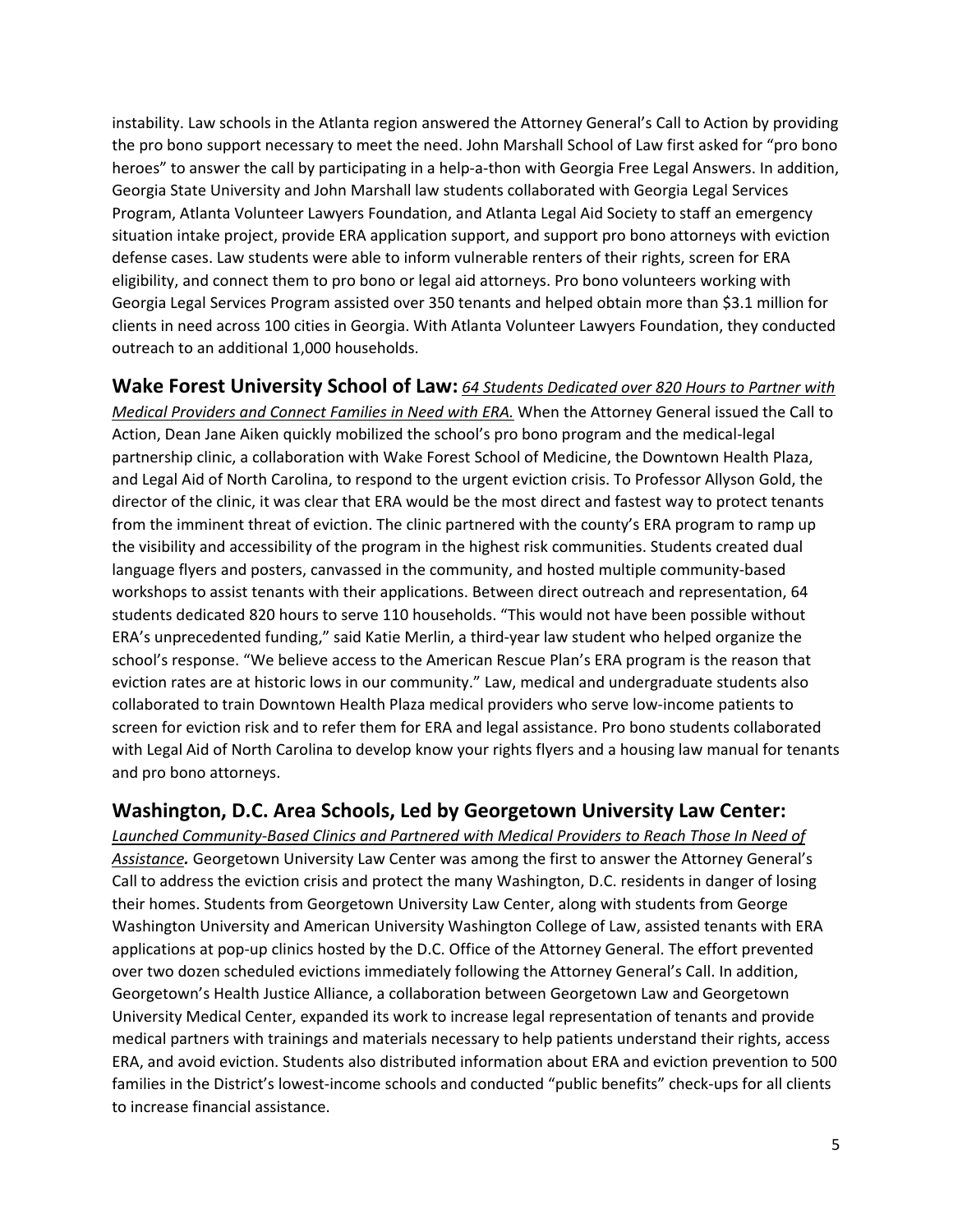instability. Law schools in the Atlanta region answered the Attorney General's Call to Action by providing the pro bono support necessary to meet the need. John Marshall School of Law first asked for "pro bono heroes" to answer the call by participating in a help-a-thon with Georgia Free Legal Answers. In addition, Georgia State University and John Marshall law students collaborated with Georgia Legal Services Program, Atlanta Volunteer Lawyers Foundation, and Atlanta Legal Aid Society to staff an emergency situation intake project, provide ERA application support, and support pro bono attorneys with eviction defense cases. Law students were able to inform vulnerable renters of their rights, screen for ERA eligibility, and connect them to pro bono or legal aid attorneys. Pro bono volunteers working with Georgia Legal Services Program assisted over 350 tenants and helped obtain more than $3.1 million for clients in need across 100 cities in Georgia. With Atlanta Volunteer Lawyers Foundation, they conducted outreach to an additional 1,000 households.

**Wake Forest University School of Law:** *64 Students Dedicated over 820 Hours to Partner with Medical Providers and Connect Families in Need with ERA.* When the Attorney General issued the Call to Action, Dean Jane Aiken quickly mobilized the school's pro bono program and the medical-legal partnership clinic, a collaboration with Wake Forest School of Medicine, the Downtown Health Plaza, and Legal Aid of North Carolina, to respond to the urgent eviction crisis. To Professor Allyson Gold, the director of the clinic, it was clear that ERA would be the most direct and fastest way to protect tenants from the imminent threat of eviction. The clinic partnered with the county's ERA program to ramp up the visibility and accessibility of the program in the highest risk communities. Students created dual language flyers and posters, canvassed in the community, and hosted multiple community-based workshops to assist tenants with their applications. Between direct outreach and representation, 64 students dedicated 820 hours to serve 110 households. "This would not have been possible without ERA's unprecedented funding," said Katie Merlin, a third-year law student who helped organize the school's response. "We believe access to the American Rescue Plan's ERA program is the reason that eviction rates are at historic lows in our community." Law, medical and undergraduate students also collaborated to train Downtown Health Plaza medical providers who serve low-income patients to screen for eviction risk and to refer them for ERA and legal assistance. Pro bono students collaborated with Legal Aid of North Carolina to develop know your rights flyers and a housing law manual for tenants and pro bono attorneys.

**Washington, D.C. Area Schools, Led by Georgetown University Law Center:** ***Launched Community-Based Clinics and Partnered with Medical Providers to Reach Those In Need of Assistance.*** Georgetown University Law Center was among the first to answer the Attorney General's Call to address the eviction crisis and protect the many Washington, D.C. residents in danger of losing their homes. Students from Georgetown University Law Center, along with students from George Washington University and American University Washington College of Law, assisted tenants with ERA applications at pop-up clinics hosted by the D.C. Office of the Attorney General. The effort prevented over two dozen scheduled evictions immediately following the Attorney General's Call. In addition, Georgetown's Health Justice Alliance, a collaboration between Georgetown Law and Georgetown University Medical Center, expanded its work to increase legal representation of tenants and provide medical partners with trainings and materials necessary to help patients understand their rights, access ERA, and avoid eviction. Students also distributed information about ERA and eviction prevention to 500 families in the District's lowest-income schools and conducted "public benefits" check-ups for all clients to increase financial assistance.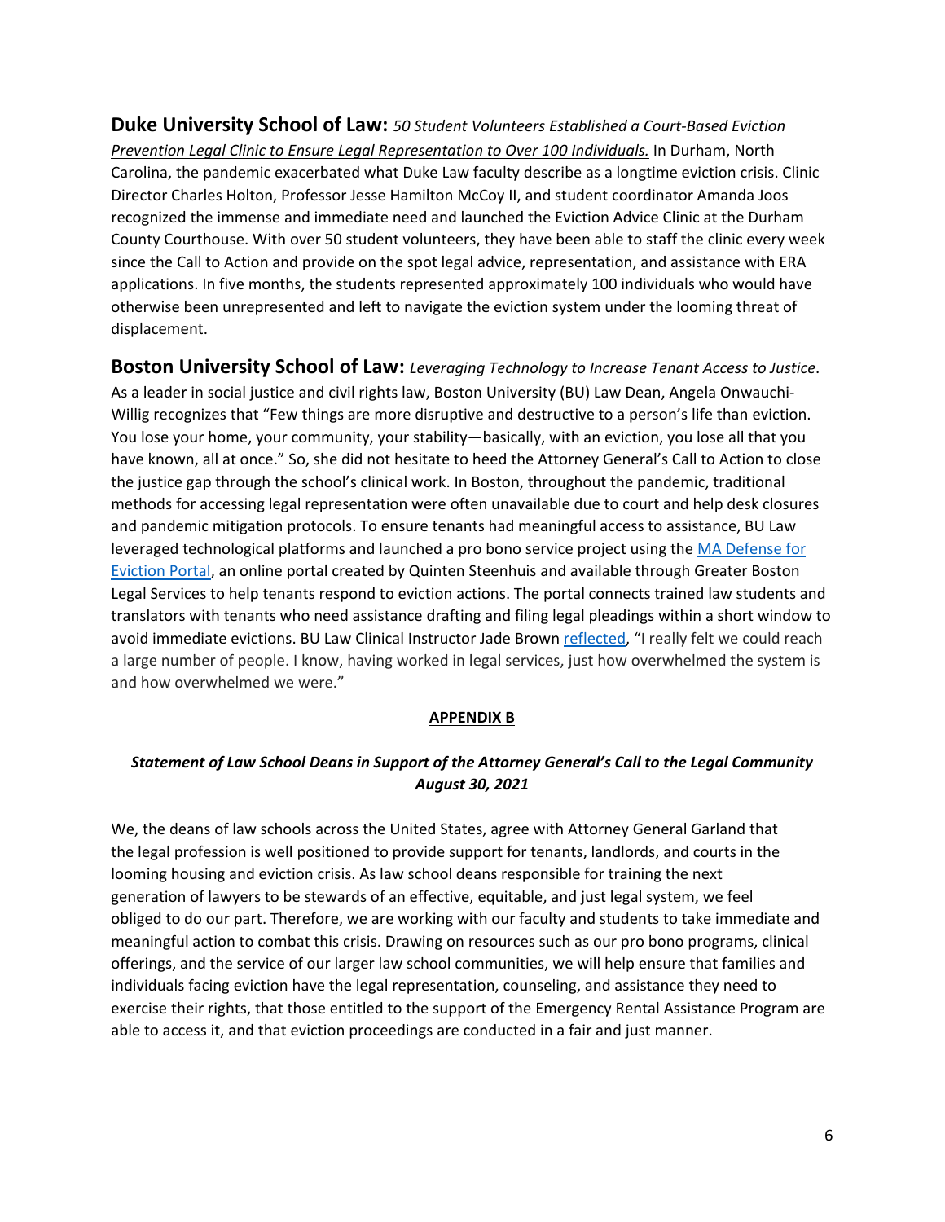**Duke University School of Law:** ***50 Student Volunteers Established a Court-Based Eviction Prevention Legal Clinic to Ensure Legal Representation to Over 100 Individuals.*** In Durham, North Carolina, the pandemic exacerbated what Duke Law faculty describe as a longtime eviction crisis. Clinic Director Charles Holton, Professor Jesse Hamilton McCoy II, and student coordinator Amanda Joos recognized the immense and immediate need and launched the Eviction Advice Clinic at the Durham County Courthouse. With over 50 student volunteers, they have been able to staff the clinic every week since the Call to Action and provide on the spot legal advice, representation, and assistance with ERA applications. In five months, the students represented approximately 100 individuals who would have otherwise been unrepresented and left to navigate the eviction system under the looming threat of displacement.

**Boston University School of Law:** ***Leveraging Technology to Increase Tenant Access to Justice*.** As a leader in social justice and civil rights law, Boston University (BU) Law Dean, Angela Onwauchi-Willig recognizes that "Few things are more disruptive and destructive to a person's life than eviction. You lose your home, your community, your stability—basically, with an eviction, you lose all that you have known, all at once." So, she did not hesitate to heed the Attorney General's Call to Action to close the justice gap through the school's clinical work. In Boston, throughout the pandemic, traditional methods for accessing legal representation were often unavailable due to court and help desk closures and pandemic mitigation protocols. To ensure tenants had meaningful access to assistance, BU Law leveraged technological platforms and launched a pro bono service project using the MA Defense for Eviction Portal, an online portal created by Quinten Steenhuis and available through Greater Boston Legal Services to help tenants respond to eviction actions. The portal connects trained law students and translators with tenants who need assistance drafting and filing legal pleadings within a short window to avoid immediate evictions. BU Law Clinical Instructor Jade Brown reflected, "I really felt we could reach a large number of people. I know, having worked in legal services, just how overwhelmed the system is and how overwhelmed we were."

## APPENDIX B

***Statement of Law School Deans in Support of the Attorney General's Call to the Legal Community August 30, 2021***

We, the deans of law schools across the United States, agree with Attorney General Garland that the legal profession is well positioned to provide support for tenants, landlords, and courts in the looming housing and eviction crisis. As law school deans responsible for training the next generation of lawyers to be stewards of an effective, equitable, and just legal system, we feel obliged to do our part. Therefore, we are working with our faculty and students to take immediate and meaningful action to combat this crisis. Drawing on resources such as our pro bono programs, clinical offerings, and the service of our larger law school communities, we will help ensure that families and individuals facing eviction have the legal representation, counseling, and assistance they need to exercise their rights, that those entitled to the support of the Emergency Rental Assistance Program are able to access it, and that eviction proceedings are conducted in a fair and just manner.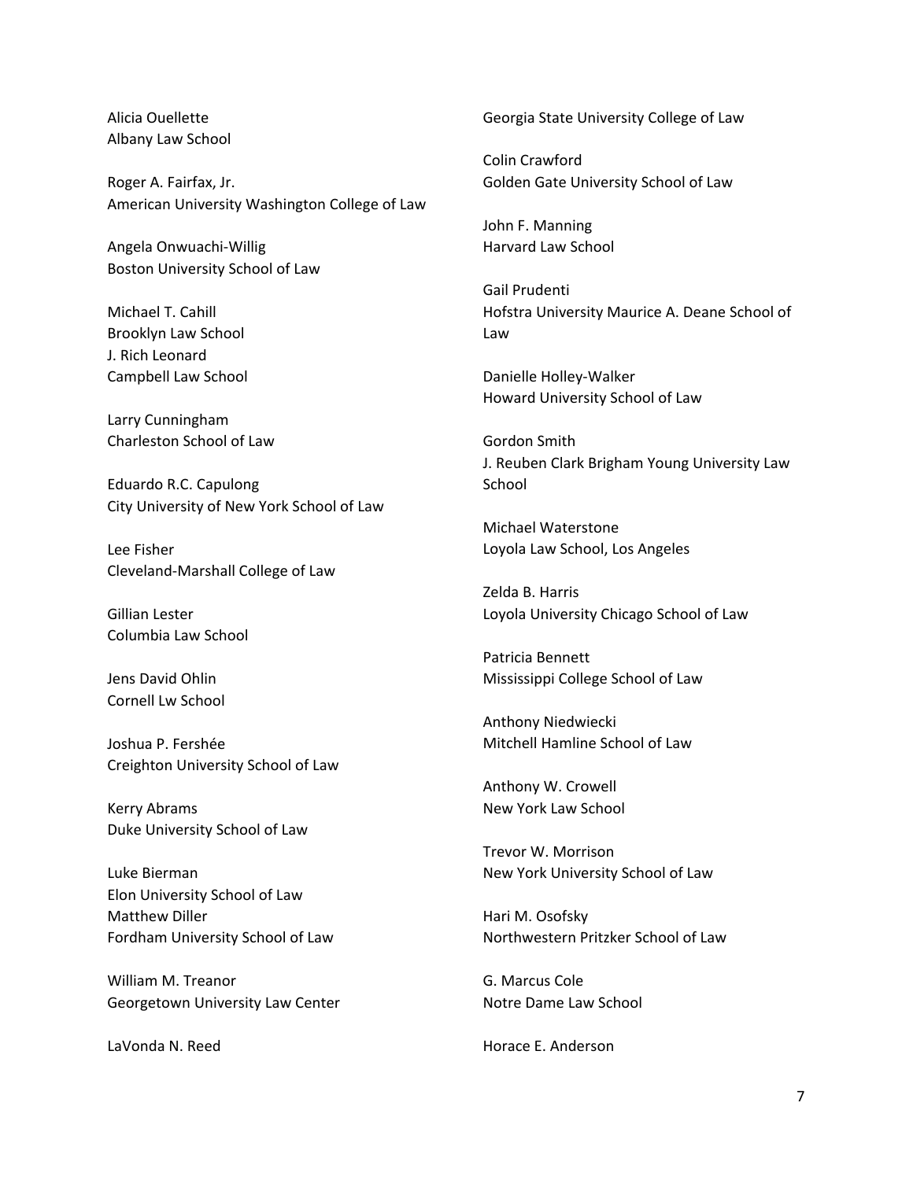Alicia Ouellette
Albany Law School

Roger A. Fairfax, Jr.
American University Washington College of Law

Angela Onwuachi-Willig
Boston University School of Law

Michael T. Cahill
Brooklyn Law School
J. Rich Leonard
Campbell Law School

Larry Cunningham
Charleston School of Law

Eduardo R.C. Capulong
City University of New York School of Law

Lee Fisher
Cleveland-Marshall College of Law

Gillian Lester
Columbia Law School

Jens David Ohlin
Cornell Lw School

Joshua P. Fershée
Creighton University School of Law

Kerry Abrams
Duke University School of Law

Luke Bierman
Elon University School of Law
Matthew Diller
Fordham University School of Law

William M. Treanor
Georgetown University Law Center

LaVonda N. Reed
Georgia State University College of Law

Colin Crawford
Golden Gate University School of Law

John F. Manning
Harvard Law School

Gail Prudenti
Hofstra University Maurice A. Deane School of Law

Danielle Holley-Walker
Howard University School of Law

Gordon Smith
J. Reuben Clark Brigham Young University Law School

Michael Waterstone
Loyola Law School, Los Angeles

Zelda B. Harris
Loyola University Chicago School of Law

Patricia Bennett
Mississippi College School of Law

Anthony Niedwiecki
Mitchell Hamline School of Law

Anthony W. Crowell
New York Law School

Trevor W. Morrison
New York University School of Law

Hari M. Osofsky
Northwestern Pritzker School of Law

G. Marcus Cole
Notre Dame Law School

Horace E. Anderson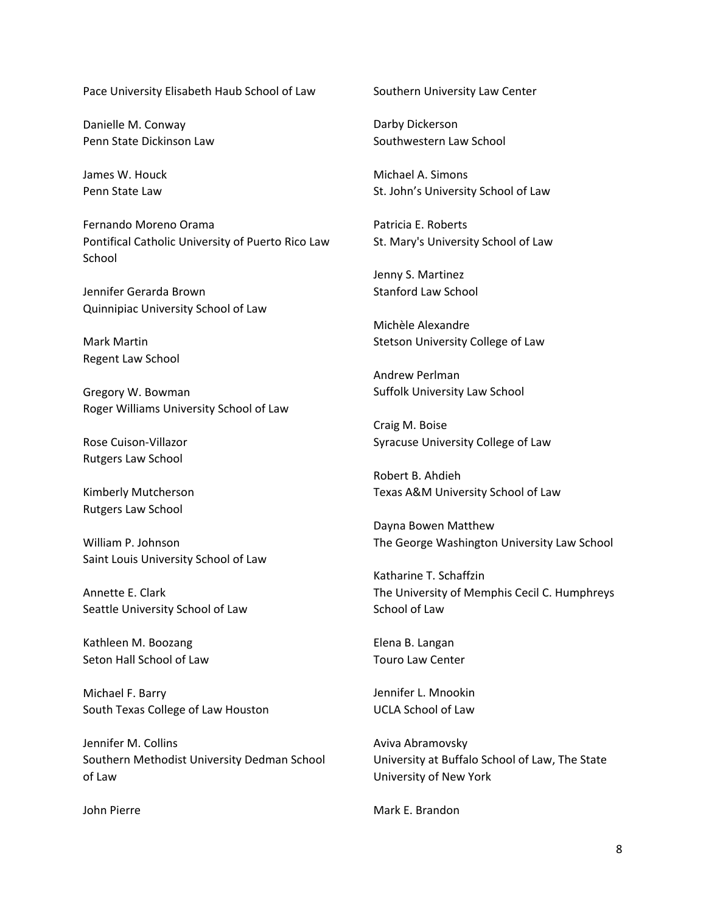Pace University Elisabeth Haub School of Law

Danielle M. Conway
Penn State Dickinson Law

James W. Houck
Penn State Law

Fernando Moreno Orama
Pontifical Catholic University of Puerto Rico Law School

Jennifer Gerarda Brown
Quinnipiac University School of Law

Mark Martin
Regent Law School

Gregory W. Bowman
Roger Williams University School of Law

Rose Cuison-Villazor
Rutgers Law School

Kimberly Mutcherson
Rutgers Law School

William P. Johnson
Saint Louis University School of Law

Annette E. Clark
Seattle University School of Law

Kathleen M. Boozang
Seton Hall School of Law

Michael F. Barry
South Texas College of Law Houston

Jennifer M. Collins
Southern Methodist University Dedman School of Law

John Pierre
Southern University Law Center

Darby Dickerson
Southwestern Law School

Michael A. Simons
St. John's University School of Law

Patricia E. Roberts
St. Mary's University School of Law

Jenny S. Martinez
Stanford Law School

Michèle Alexandre
Stetson University College of Law

Andrew Perlman
Suffolk University Law School

Craig M. Boise
Syracuse University College of Law

Robert B. Ahdieh
Texas A&M University School of Law

Dayna Bowen Matthew
The George Washington University Law School

Katharine T. Schaffzin
The University of Memphis Cecil C. Humphreys School of Law

Elena B. Langan
Touro Law Center

Jennifer L. Mnookin
UCLA School of Law

Aviva Abramovsky
University at Buffalo School of Law, The State University of New York

Mark E. Brandon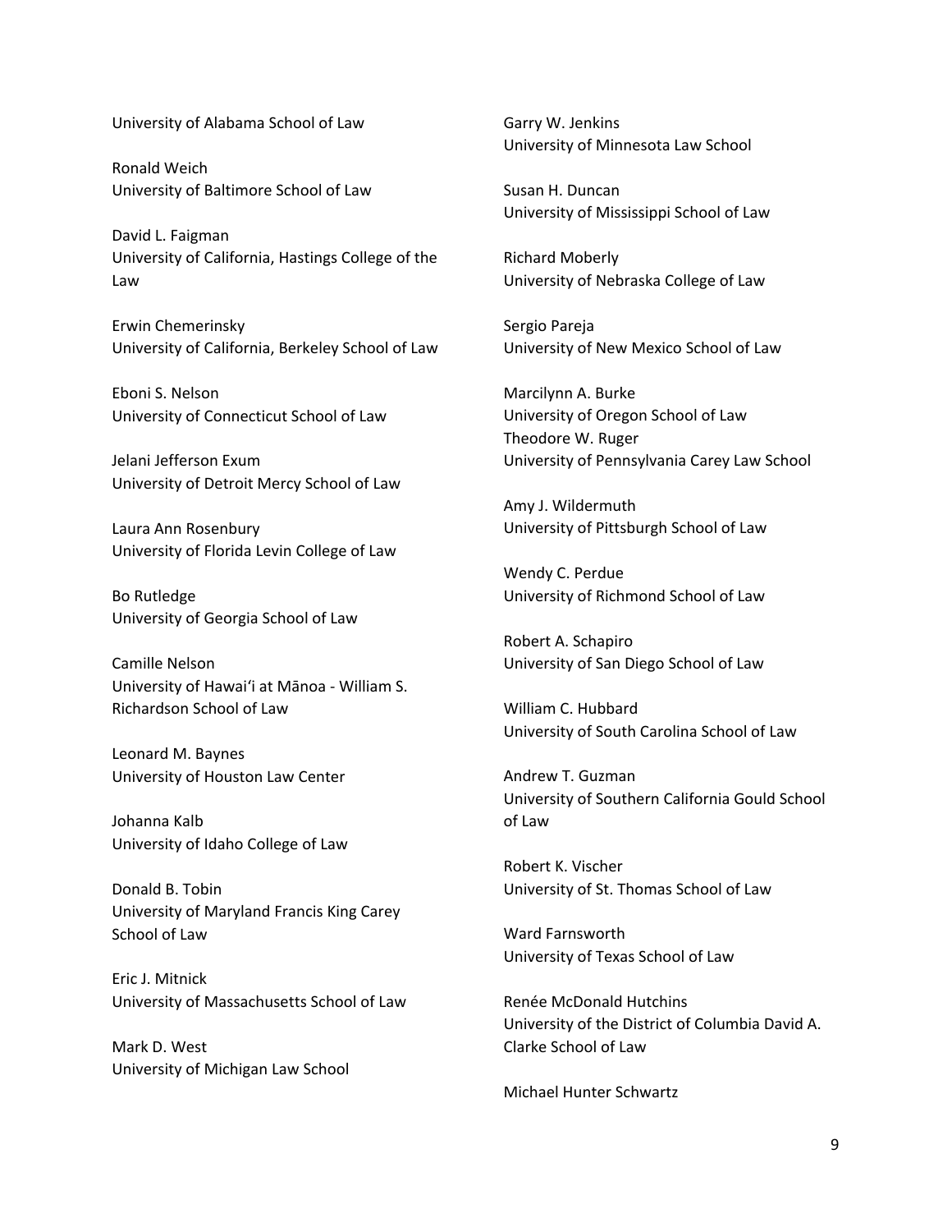University of Alabama School of Law

Ronald Weich
University of Baltimore School of Law

David L. Faigman
University of California, Hastings College of the Law

Erwin Chemerinsky
University of California, Berkeley School of Law

Eboni S. Nelson
University of Connecticut School of Law

Jelani Jefferson Exum
University of Detroit Mercy School of Law

Laura Ann Rosenbury
University of Florida Levin College of Law

Bo Rutledge
University of Georgia School of Law

Camille Nelson
University of Hawai'i at Mānoa - William S. Richardson School of Law

Leonard M. Baynes
University of Houston Law Center

Johanna Kalb
University of Idaho College of Law

Donald B. Tobin
University of Maryland Francis King Carey School of Law

Eric J. Mitnick
University of Massachusetts School of Law

Mark D. West
University of Michigan Law School

Garry W. Jenkins
University of Minnesota Law School

Susan H. Duncan
University of Mississippi School of Law

Richard Moberly
University of Nebraska College of Law

Sergio Pareja
University of New Mexico School of Law

Marcilynn A. Burke
University of Oregon School of Law
Theodore W. Ruger
University of Pennsylvania Carey Law School

Amy J. Wildermuth
University of Pittsburgh School of Law

Wendy C. Perdue
University of Richmond School of Law

Robert A. Schapiro
University of San Diego School of Law

William C. Hubbard
University of South Carolina School of Law

Andrew T. Guzman
University of Southern California Gould School of Law

Robert K. Vischer
University of St. Thomas School of Law

Ward Farnsworth
University of Texas School of Law

Renée McDonald Hutchins
University of the District of Columbia David A. Clarke School of Law

Michael Hunter Schwartz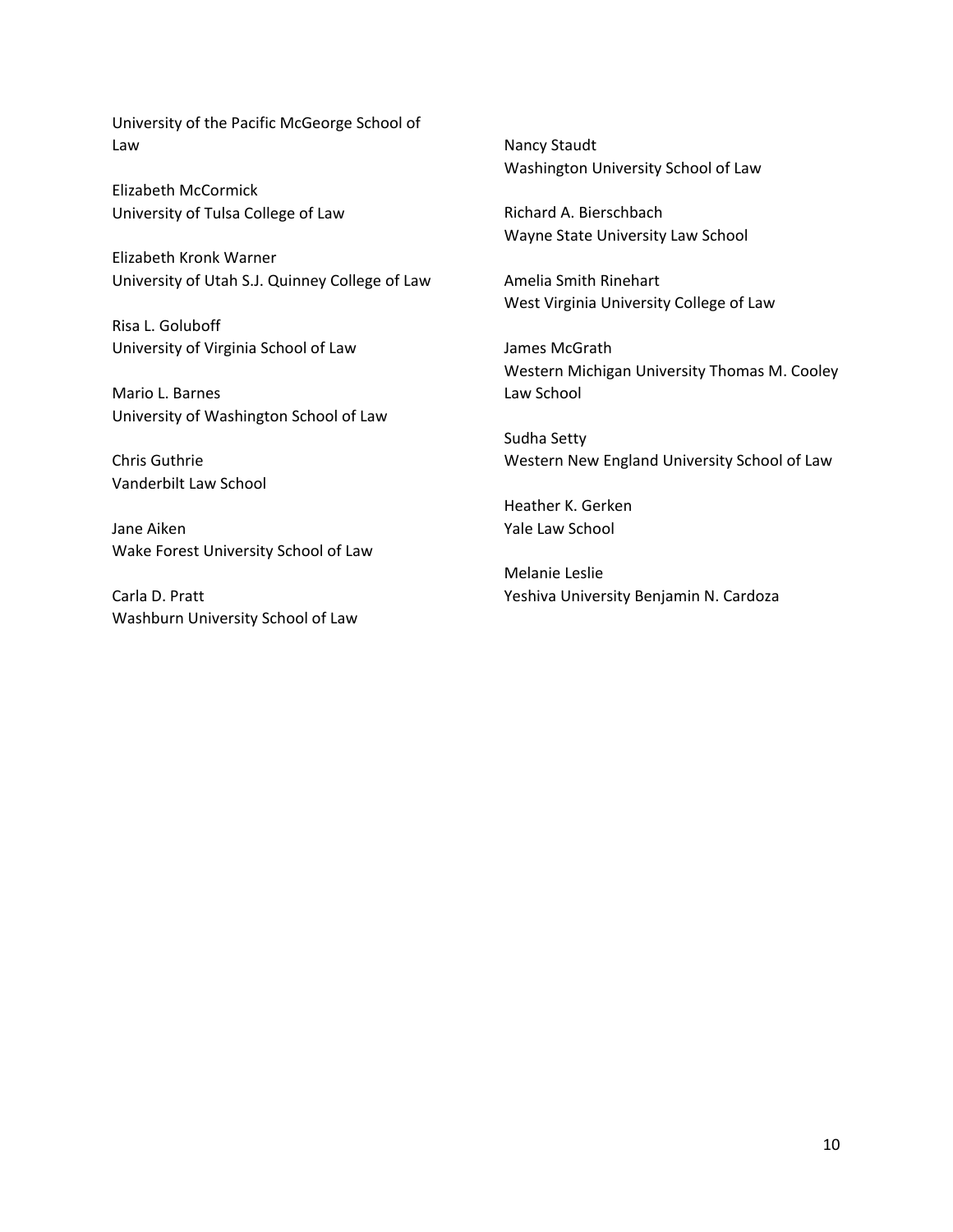University of the Pacific McGeorge School of Law

Elizabeth McCormick
University of Tulsa College of Law

Elizabeth Kronk Warner
University of Utah S.J. Quinney College of Law

Risa L. Goluboff
University of Virginia School of Law

Mario L. Barnes
University of Washington School of Law

Chris Guthrie
Vanderbilt Law School

Jane Aiken
Wake Forest University School of Law

Carla D. Pratt
Washburn University School of Law

Nancy Staudt
Washington University School of Law

Richard A. Bierschbach
Wayne State University Law School

Amelia Smith Rinehart
West Virginia University College of Law

James McGrath
Western Michigan University Thomas M. Cooley Law School

Sudha Setty
Western New England University School of Law

Heather K. Gerken
Yale Law School

Melanie Leslie
Yeshiva University Benjamin N. Cardoza